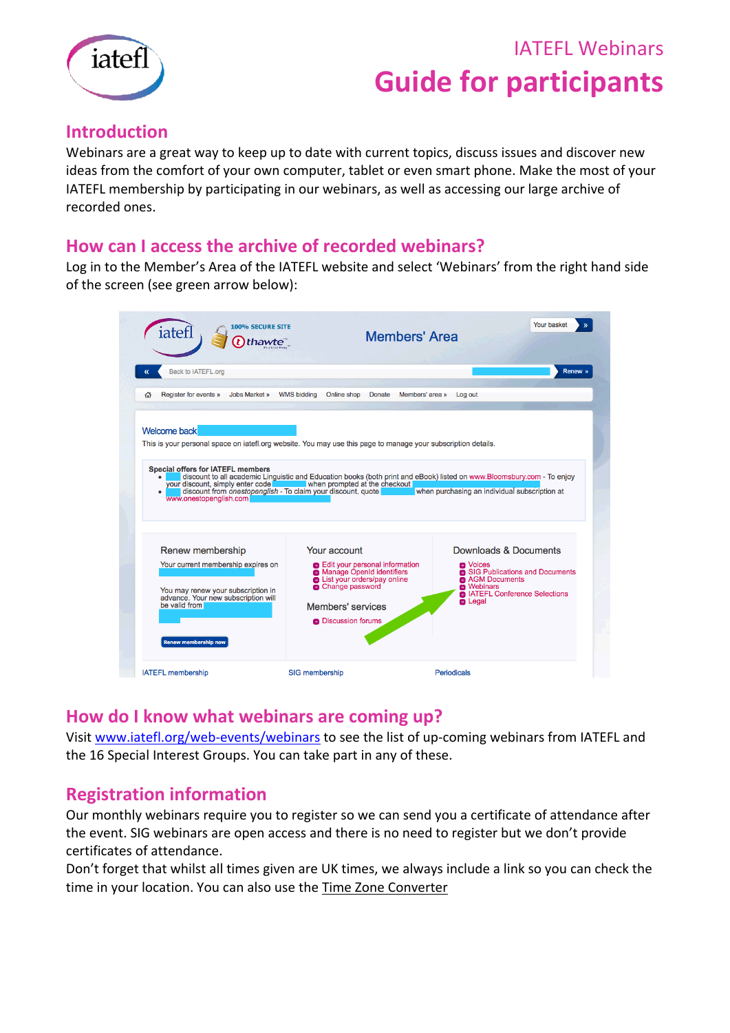IATEFL Webinars

# Guide for participants

## Introduction

Webinars are a great way to keep up to date with current topics, discuss issues and discover new ideas from the comfort of your own computer, tablet or even smart phone. Make the most of your IATEFL membership by participating in our webinars, as well as accessing our large archive of recorded ones.

## How can I access the archive of recorded webinars?

Log in to the Member's Area of the IATEFL website and select 'Webinars' from the right hand side of the screen (see green arrow below):

## How do I know what webinars are coming up?

Visit [www.iatefl.org/web-events/webinars](www.iatefl.org/web-events/webinars) to see the list of up-coming webinars from IATEFL and the 16 Special Interest Groups. You can take part in any of these.

## Registration information

Our monthly webinars require you to register so we can send you a certificate of attendance after the event. SIG webinars are open access and there is no need to register but we don't provide certificates of attendance.

Don't forget that whilst all times given are UK times, we always include a link so you can check the time in your location. You can also use the Time Zone Converter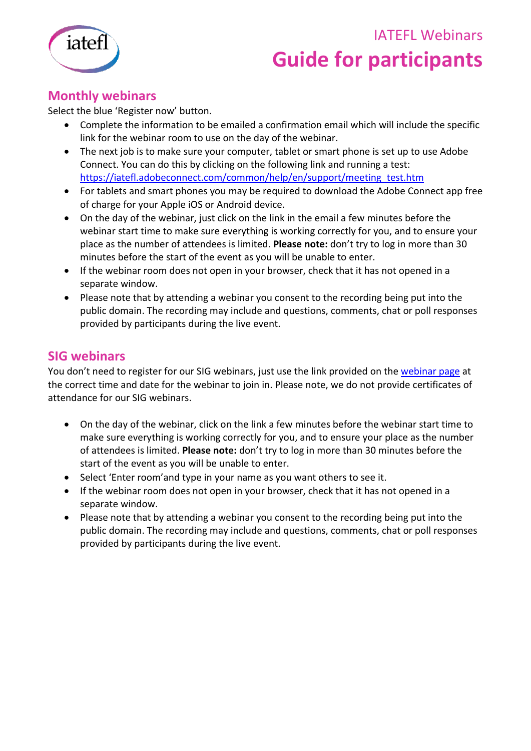# IATEFL Webinars
# Guide for participants

## Monthly webinars

Select the blue 'Register now' button.

- Complete the information to be emailed a confirmation email which will include the specific link for the webinar room to use on the day of the webinar.
- The next job is to make sure your computer, tablet or smart phone is set up to use Adobe Connect. You can do this by clicking on the following link and running a test: [https://iatefl.adobeconnect.com/common/help/en/support/meeting_test.htm](https://iatefl.adobeconnect.com/common/help/en/support/meeting_test.htm)
- For tablets and smart phones you may be required to download the Adobe Connect app free of charge for your Apple iOS or Android device.
- On the day of the webinar, just click on the link in the email a few minutes before the webinar start time to make sure everything is working correctly for you, and to ensure your place as the number of attendees is limited. **Please note:** don't try to log in more than 30 minutes before the start of the event as you will be unable to enter.
- If the webinar room does not open in your browser, check that it has not opened in a separate window.
- Please note that by attending a webinar you consent to the recording being put into the public domain. The recording may include and questions, comments, chat or poll responses provided by participants during the live event.

## SIG webinars

You don't need to register for our SIG webinars, just use the link provided on the webinar page at the correct time and date for the webinar to join in. Please note, we do not provide certificates of attendance for our SIG webinars.

- On the day of the webinar, click on the link a few minutes before the webinar start time to make sure everything is working correctly for you, and to ensure your place as the number of attendees is limited. **Please note:** don't try to log in more than 30 minutes before the start of the event as you will be unable to enter.
- Select 'Enter room'and type in your name as you want others to see it.
- If the webinar room does not open in your browser, check that it has not opened in a separate window.
- Please note that by attending a webinar you consent to the recording being put into the public domain. The recording may include and questions, comments, chat or poll responses provided by participants during the live event.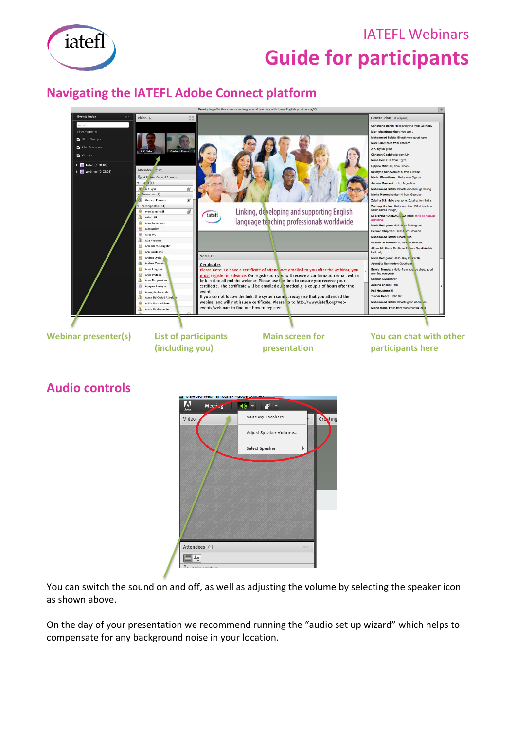# IATEFL Webinars
# Guide for participants

## Navigating the IATEFL Adobe Connect platform

Webinar presenter(s)

List of participants (including you)

Main screen for presentation

You can chat with other participants here

## Audio controls

You can switch the sound on and off, as well as adjusting the volume by selecting the speaker icon as shown above.

On the day of your presentation we recommend running the "audio set up wizard" which helps to compensate for any background noise in your location.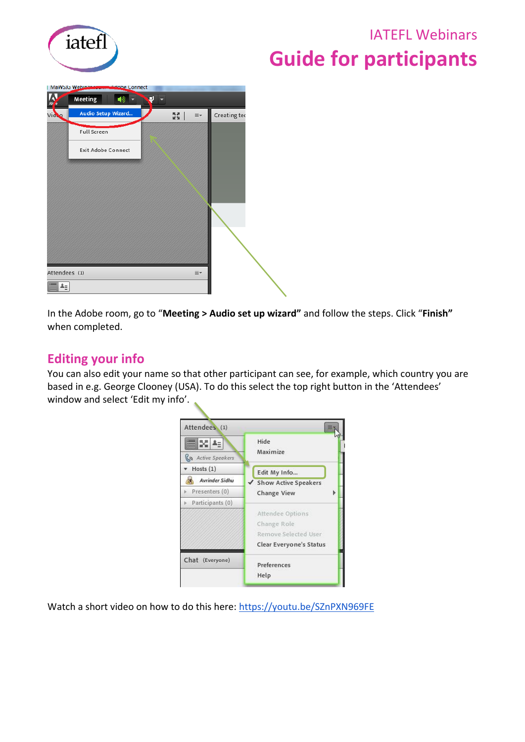In the Adobe room, go to “**Meeting > Audio set up wizard”** and follow the steps. Click “**Finish”** when completed.

## Editing your info

You can also edit your name so that other participant can see, for example, which country you are based in e.g. George Clooney (USA). To do this select the top right button in the ‘Attendees’ window and select ‘Edit my info’.

Watch a short video on how to do this here: https://youtu.be/SZnPXN969FE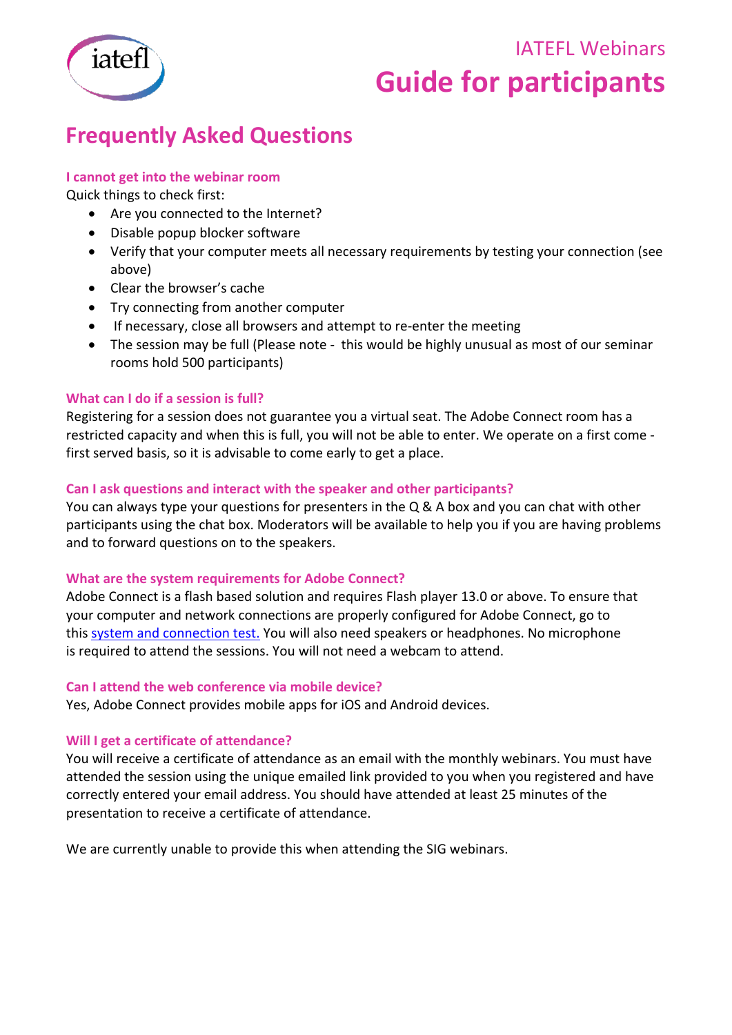IATEFL Webinars

# Guide for participants

## Frequently Asked Questions

### I cannot get into the webinar room

Quick things to check first:

- Are you connected to the Internet?
- Disable popup blocker software
- Verify that your computer meets all necessary requirements by testing your connection (see above)
- Clear the browser's cache
- Try connecting from another computer
- If necessary, close all browsers and attempt to re-enter the meeting
- The session may be full (Please note - this would be highly unusual as most of our seminar rooms hold 500 participants)

### What can I do if a session is full?

Registering for a session does not guarantee you a virtual seat. The Adobe Connect room has a restricted capacity and when this is full, you will not be able to enter. We operate on a first come - first served basis, so it is advisable to come early to get a place.

### Can I ask questions and interact with the speaker and other participants?

You can always type your questions for presenters in the Q & A box and you can chat with other participants using the chat box. Moderators will be available to help you if you are having problems and to forward questions on to the speakers.

### What are the system requirements for Adobe Connect?

Adobe Connect is a flash based solution and requires Flash player 13.0 or above. To ensure that your computer and network connections are properly configured for Adobe Connect, go to this system and connection test. You will also need speakers or headphones. No microphone is required to attend the sessions. You will not need a webcam to attend.

### Can I attend the web conference via mobile device?

Yes, Adobe Connect provides mobile apps for iOS and Android devices.

### Will I get a certificate of attendance?

You will receive a certificate of attendance as an email with the monthly webinars. You must have attended the session using the unique emailed link provided to you when you registered and have correctly entered your email address. You should have attended at least 25 minutes of the presentation to receive a certificate of attendance.

We are currently unable to provide this when attending the SIG webinars.